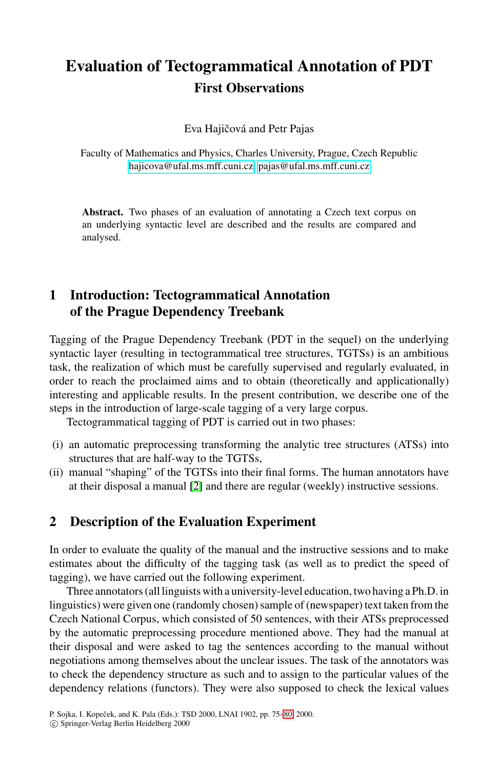# Evaluation of Tectogrammatical Annotation of PDT

## First Observations

Eva Hajičová and Petr Pajas

Faculty of Mathematics and Physics, Charles University, Prague, Czech Republic
hajicova@ufal.ms.mff.cuni.cz, pajas@ufal.ms.mff.cuni.cz

**Abstract.** Two phases of an evaluation of annotating a Czech text corpus on an underlying syntactic level are described and the results are compared and analysed.

## 1 Introduction: Tectogrammatical Annotation of the Prague Dependency Treebank

Tagging of the Prague Dependency Treebank (PDT in the sequel) on the underlying syntactic layer (resulting in tectogrammatical tree structures, TGTSs) is an ambitious task, the realization of which must be carefully supervised and regularly evaluated, in order to reach the proclaimed aims and to obtain (theoretically and applicationally) interesting and applicable results. In the present contribution, we describe one of the steps in the introduction of large-scale tagging of a very large corpus.

Tectogrammatical tagging of PDT is carried out in two phases:

(i) an automatic preprocessing transforming the analytic tree structures (ATSs) into structures that are half-way to the TGTSs,

(ii) manual "shaping" of the TGTSs into their final forms. The human annotators have at their disposal a manual [2] and there are regular (weekly) instructive sessions.

## 2 Description of the Evaluation Experiment

In order to evaluate the quality of the manual and the instructive sessions and to make estimates about the difficulty of the tagging task (as well as to predict the speed of tagging), we have carried out the following experiment.

Three annotators (all linguists with a university-level education, two having a Ph.D. in linguistics) were given one (randomly chosen) sample of (newspaper) text taken from the Czech National Corpus, which consisted of 50 sentences, with their ATSs preprocessed by the automatic preprocessing procedure mentioned above. They had the manual at their disposal and were asked to tag the sentences according to the manual without negotiations among themselves about the unclear issues. The task of the annotators was to check the dependency structure as such and to assign to the particular values of the dependency relations (functors). They were also supposed to check the lexical values

P. Sojka, I. Kopeček, and K. Pala (Eds.): TSD 2000, LNAI 1902, pp. 75–80, 2000.
© Springer-Verlag Berlin Heidelberg 2000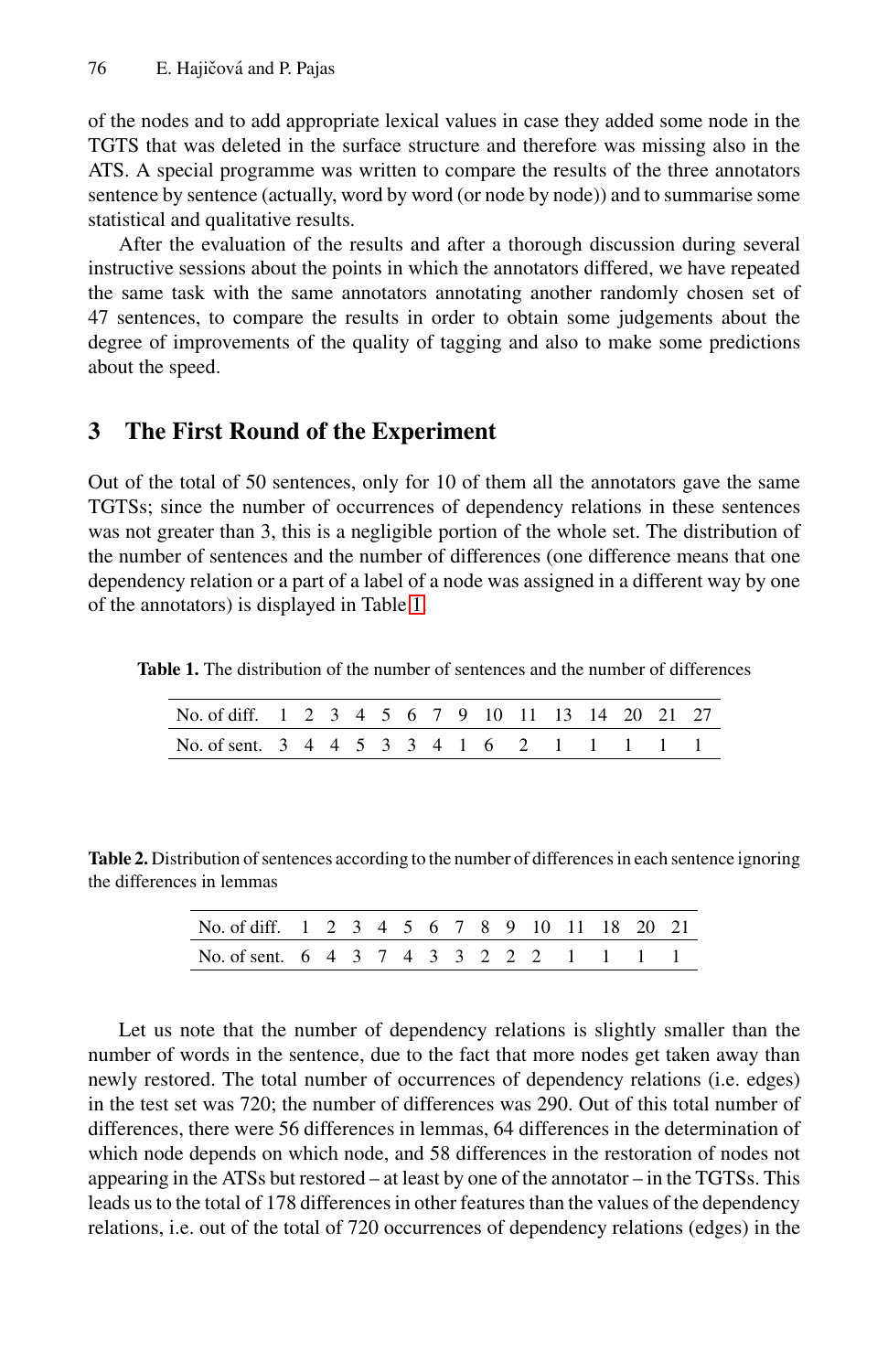of the nodes and to add appropriate lexical values in case they added some node in the TGTS that was deleted in the surface structure and therefore was missing also in the ATS. A special programme was written to compare the results of the three annotators sentence by sentence (actually, word by word (or node by node)) and to summarise some statistical and qualitative results.

After the evaluation of the results and after a thorough discussion during several instructive sessions about the points in which the annotators differed, we have repeated the same task with the same annotators annotating another randomly chosen set of 47 sentences, to compare the results in order to obtain some judgements about the degree of improvements of the quality of tagging and also to make some predictions about the speed.

## 3 The First Round of the Experiment

Out of the total of 50 sentences, only for 10 of them all the annotators gave the same TGTSs; since the number of occurrences of dependency relations in these sentences was not greater than 3, this is a negligible portion of the whole set. The distribution of the number of sentences and the number of differences (one difference means that one dependency relation or a part of a label of a node was assigned in a different way by one of the annotators) is displayed in Table 1.

**Table 1.** The distribution of the number of sentences and the number of differences

| No. of diff. | 1 | 2 | 3 | 4 | 5 | 6 | 7 | 9 | 10 | 11 | 13 | 14 | 20 | 21 | 27 |
|---|---|---|---|---|---|---|---|---|---|---|---|---|---|---|---|
| No. of sent. | 3 | 4 | 4 | 5 | 3 | 3 | 4 | 1 | 6 | 2 | 1 | 1 | 1 | 1 | 1 |

**Table 2.** Distribution of sentences according to the number of differences in each sentence ignoring the differences in lemmas

| No. of diff. | 1 | 2 | 3 | 4 | 5 | 6 | 7 | 8 | 9 | 10 | 11 | 18 | 20 | 21 |
|---|---|---|---|---|---|---|---|---|---|---|---|---|---|---|
| No. of sent. | 6 | 4 | 3 | 7 | 4 | 3 | 3 | 2 | 2 | 2 | 1 | 1 | 1 | 1 |

Let us note that the number of dependency relations is slightly smaller than the number of words in the sentence, due to the fact that more nodes get taken away than newly restored. The total number of occurrences of dependency relations (i.e. edges) in the test set was 720; the number of differences was 290. Out of this total number of differences, there were 56 differences in lemmas, 64 differences in the determination of which node depends on which node, and 58 differences in the restoration of nodes not appearing in the ATSs but restored – at least by one of the annotator – in the TGTSs. This leads us to the total of 178 differences in other features than the values of the dependency relations, i.e. out of the total of 720 occurrences of dependency relations (edges) in the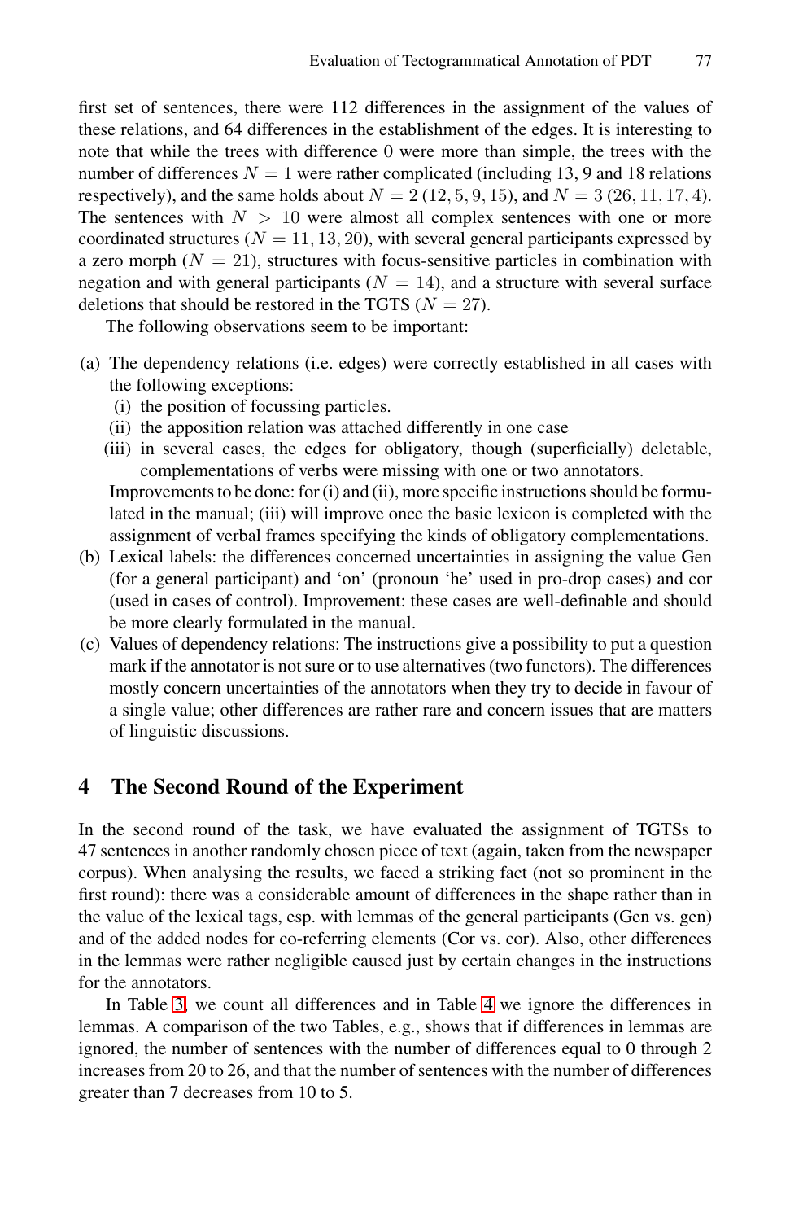first set of sentences, there were 112 differences in the assignment of the values of these relations, and 64 differences in the establishment of the edges. It is interesting to note that while the trees with difference 0 were more than simple, the trees with the number of differences $N = 1$ were rather complicated (including 13, 9 and 18 relations respectively), and the same holds about $N = 2$ $(12, 5, 9, 15)$, and $N = 3$ $(26, 11, 17, 4)$. The sentences with $N > 10$ were almost all complex sentences with one or more coordinated structures ($N = 11, 13, 20$), with several general participants expressed by a zero morph ($N = 21$), structures with focus-sensitive particles in combination with negation and with general participants ($N = 14$), and a structure with several surface deletions that should be restored in the TGTS ($N = 27$).

The following observations seem to be important:

(a) The dependency relations (i.e. edges) were correctly established in all cases with the following exceptions:
   (i) the position of focussing particles.
   (ii) the apposition relation was attached differently in one case
   (iii) in several cases, the edges for obligatory, though (superficially) deletable, complementations of verbs were missing with one or two annotators.

   Improvements to be done: for (i) and (ii), more specific instructions should be formulated in the manual; (iii) will improve once the basic lexicon is completed with the assignment of verbal frames specifying the kinds of obligatory complementations.

(b) Lexical labels: the differences concerned uncertainties in assigning the value Gen (for a general participant) and 'on' (pronoun 'he' used in pro-drop cases) and cor (used in cases of control). Improvement: these cases are well-definable and should be more clearly formulated in the manual.

(c) Values of dependency relations: The instructions give a possibility to put a question mark if the annotator is not sure or to use alternatives (two functors). The differences mostly concern uncertainties of the annotators when they try to decide in favour of a single value; other differences are rather rare and concern issues that are matters of linguistic discussions.

## 4 The Second Round of the Experiment

In the second round of the task, we have evaluated the assignment of TGTSs to 47 sentences in another randomly chosen piece of text (again, taken from the newspaper corpus). When analysing the results, we faced a striking fact (not so prominent in the first round): there was a considerable amount of differences in the shape rather than in the value of the lexical tags, esp. with lemmas of the general participants (Gen vs. gen) and of the added nodes for co-referring elements (Cor vs. cor). Also, other differences in the lemmas were rather negligible caused just by certain changes in the instructions for the annotators.

In Table 3, we count all differences and in Table 4 we ignore the differences in lemmas. A comparison of the two Tables, e.g., shows that if differences in lemmas are ignored, the number of sentences with the number of differences equal to 0 through 2 increases from 20 to 26, and that the number of sentences with the number of differences greater than 7 decreases from 10 to 5.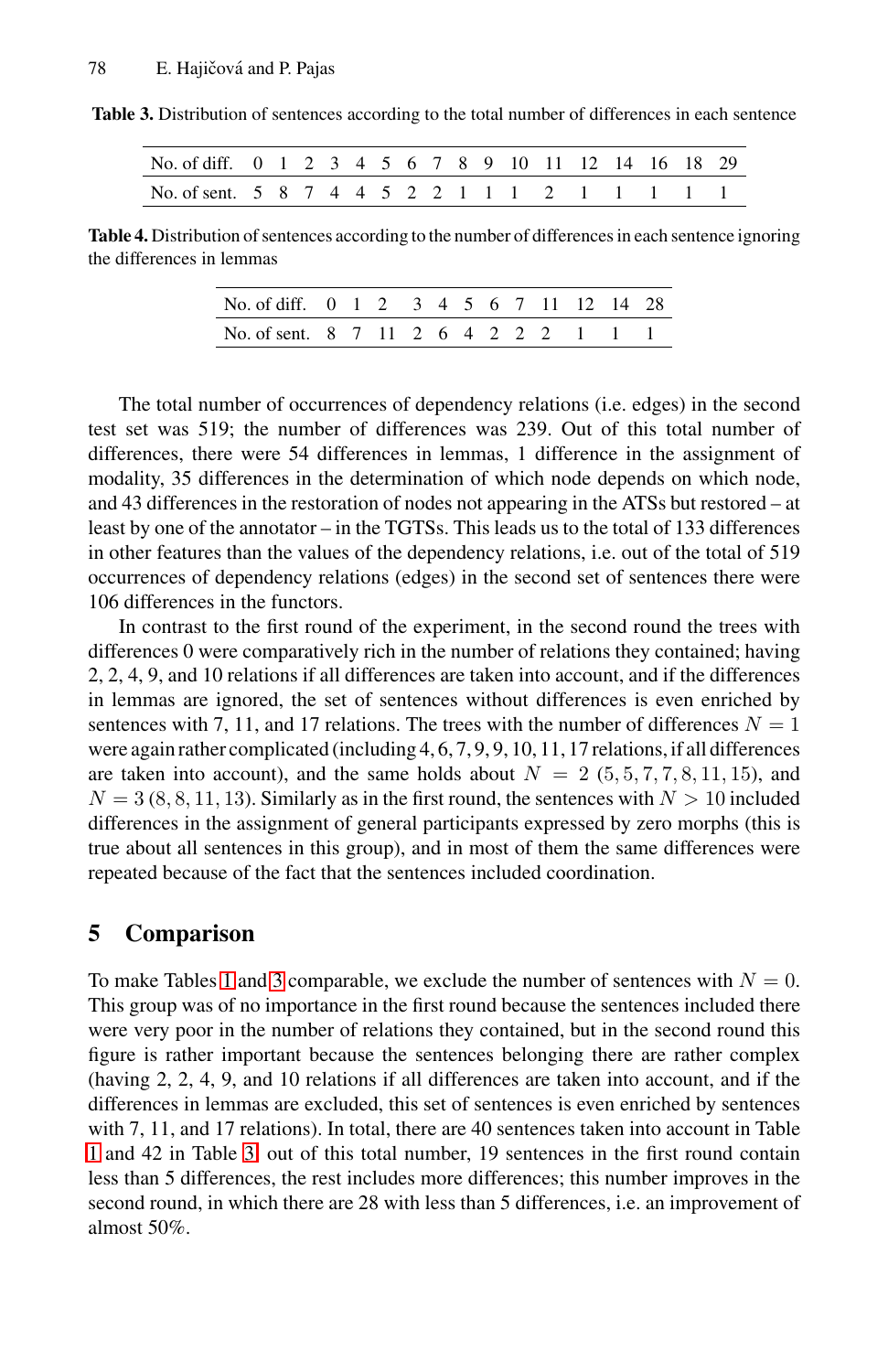**Table 3.** Distribution of sentences according to the total number of differences in each sentence

| No. of diff. | 0 | 1 | 2 | 3 | 4 | 5 | 6 | 7 | 8 | 9 | 10 | 11 | 12 | 14 | 16 | 18 | 29 |
|---|---|---|---|---|---|---|---|---|---|---|---|---|---|---|---|---|---|
| No. of sent. | 5 | 8 | 7 | 4 | 4 | 5 | 2 | 2 | 1 | 1 | 1 | 2 | 1 | 1 | 1 | 1 | 1 |

**Table 4.** Distribution of sentences according to the number of differences in each sentence ignoring the differences in lemmas

| No. of diff. | 0 | 1 | 2 | 3 | 4 | 5 | 6 | 7 | 11 | 12 | 14 | 28 |
|---|---|---|---|---|---|---|---|---|---|---|---|---|
| No. of sent. | 8 | 7 | 11 | 2 | 6 | 4 | 2 | 2 | 2 | 1 | 1 | 1 |

The total number of occurrences of dependency relations (i.e. edges) in the second test set was 519; the number of differences was 239. Out of this total number of differences, there were 54 differences in lemmas, 1 difference in the assignment of modality, 35 differences in the determination of which node depends on which node, and 43 differences in the restoration of nodes not appearing in the ATSs but restored – at least by one of the annotator – in the TGTSs. This leads us to the total of 133 differences in other features than the values of the dependency relations, i.e. out of the total of 519 occurrences of dependency relations (edges) in the second set of sentences there were 106 differences in the functors.

In contrast to the first round of the experiment, in the second round the trees with differences 0 were comparatively rich in the number of relations they contained; having 2, 2, 4, 9, and 10 relations if all differences are taken into account, and if the differences in lemmas are ignored, the set of sentences without differences is even enriched by sentences with 7, 11, and 17 relations. The trees with the number of differences $N = 1$ were again rather complicated (including $4, 6, 7, 9, 9, 10, 11, 17$ relations, if all differences are taken into account), and the same holds about $N = 2$ $(5, 5, 7, 7, 8, 11, 15)$, and $N = 3$ $(8, 8, 11, 13)$. Similarly as in the first round, the sentences with $N > 10$ included differences in the assignment of general participants expressed by zero morphs (this is true about all sentences in this group), and in most of them the same differences were repeated because of the fact that the sentences included coordination.

## 5 Comparison

To make Tables 1 and 3 comparable, we exclude the number of sentences with $N = 0$. This group was of no importance in the first round because the sentences included there were very poor in the number of relations they contained, but in the second round this figure is rather important because the sentences belonging there are rather complex (having 2, 2, 4, 9, and 10 relations if all differences are taken into account, and if the differences in lemmas are excluded, this set of sentences is even enriched by sentences with 7, 11, and 17 relations). In total, there are 40 sentences taken into account in Table 1 and 42 in Table 3; out of this total number, 19 sentences in the first round contain less than 5 differences, the rest includes more differences; this number improves in the second round, in which there are 28 with less than 5 differences, i.e. an improvement of almost 50%.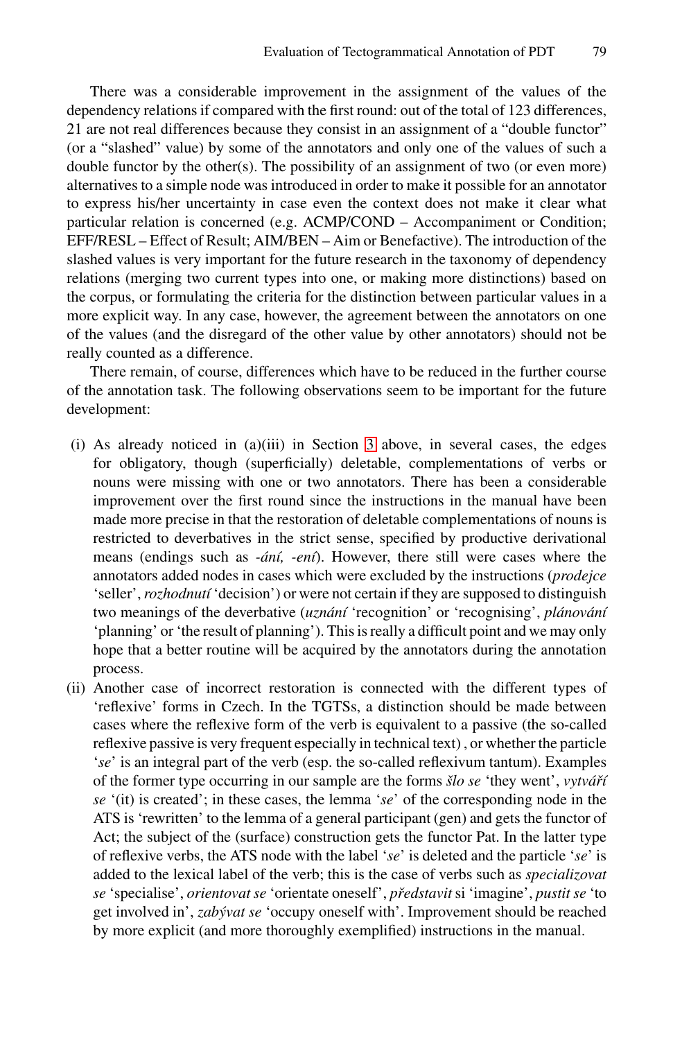There was a considerable improvement in the assignment of the values of the dependency relations if compared with the first round: out of the total of 123 differences, 21 are not real differences because they consist in an assignment of a "double functor" (or a "slashed" value) by some of the annotators and only one of the values of such a double functor by the other(s). The possibility of an assignment of two (or even more) alternatives to a simple node was introduced in order to make it possible for an annotator to express his/her uncertainty in case even the context does not make it clear what particular relation is concerned (e.g. ACMP/COND – Accompaniment or Condition; EFF/RESL – Effect of Result; AIM/BEN – Aim or Benefactive). The introduction of the slashed values is very important for the future research in the taxonomy of dependency relations (merging two current types into one, or making more distinctions) based on the corpus, or formulating the criteria for the distinction between particular values in a more explicit way. In any case, however, the agreement between the annotators on one of the values (and the disregard of the other value by other annotators) should not be really counted as a difference.

There remain, of course, differences which have to be reduced in the further course of the annotation task. The following observations seem to be important for the future development:

(i) As already noticed in (a)(iii) in Section 3 above, in several cases, the edges for obligatory, though (superficially) deletable, complementations of verbs or nouns were missing with one or two annotators. There has been a considerable improvement over the first round since the instructions in the manual have been made more precise in that the restoration of deletable complementations of nouns is restricted to deverbatives in the strict sense, specified by productive derivational means (endings such as *-ání, -ení*). However, there still were cases where the annotators added nodes in cases which were excluded by the instructions (*prodejce* 'seller', *rozhodnutí* 'decision') or were not certain if they are supposed to distinguish two meanings of the deverbative (*uznání* 'recognition' or 'recognising', *plánování* 'planning' or 'the result of planning'). This is really a difficult point and we may only hope that a better routine will be acquired by the annotators during the annotation process.

(ii) Another case of incorrect restoration is connected with the different types of 'reflexive' forms in Czech. In the TGTSs, a distinction should be made between cases where the reflexive form of the verb is equivalent to a passive (the so-called reflexive passive is very frequent especially in technical text) , or whether the particle '*se*' is an integral part of the verb (esp. the so-called reflexivum tantum). Examples of the former type occurring in our sample are the forms *šlo se* 'they went', *vytváří se* '(it) is created'; in these cases, the lemma '*se*' of the corresponding node in the ATS is 'rewritten' to the lemma of a general participant (gen) and gets the functor of Act; the subject of the (surface) construction gets the functor Pat. In the latter type of reflexive verbs, the ATS node with the label '*se*' is deleted and the particle '*se*' is added to the lexical label of the verb; this is the case of verbs such as *specializovat se* 'specialise', *orientovat se* 'orientate oneself', *představit* si 'imagine', *pustit se* 'to get involved in', *zabývat se* 'occupy oneself with'. Improvement should be reached by more explicit (and more thoroughly exemplified) instructions in the manual.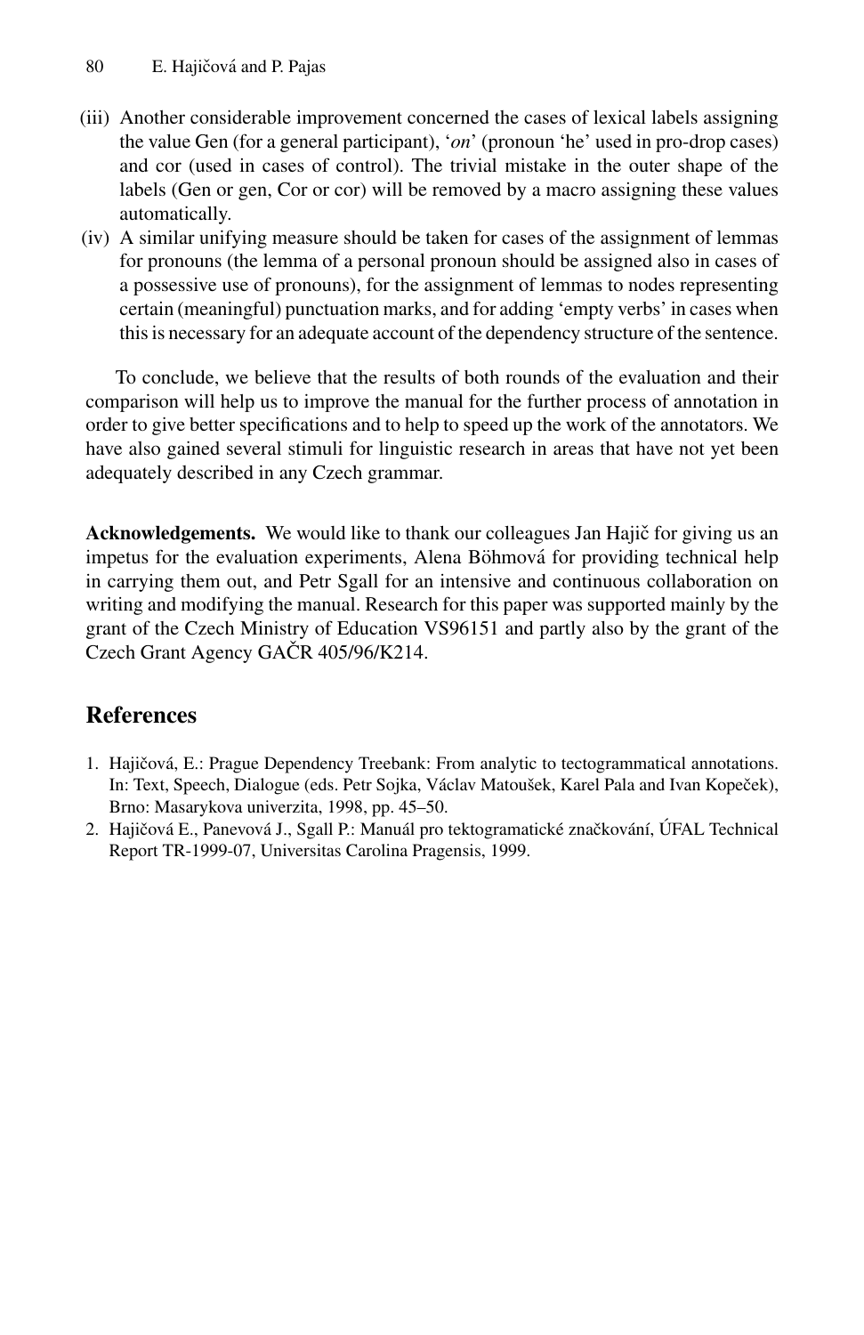(iii) Another considerable improvement concerned the cases of lexical labels assigning the value Gen (for a general participant), '*on*' (pronoun 'he' used in pro-drop cases) and cor (used in cases of control). The trivial mistake in the outer shape of the labels (Gen or gen, Cor or cor) will be removed by a macro assigning these values automatically.

(iv) A similar unifying measure should be taken for cases of the assignment of lemmas for pronouns (the lemma of a personal pronoun should be assigned also in cases of a possessive use of pronouns), for the assignment of lemmas to nodes representing certain (meaningful) punctuation marks, and for adding 'empty verbs' in cases when this is necessary for an adequate account of the dependency structure of the sentence.

To conclude, we believe that the results of both rounds of the evaluation and their comparison will help us to improve the manual for the further process of annotation in order to give better specifications and to help to speed up the work of the annotators. We have also gained several stimuli for linguistic research in areas that have not yet been adequately described in any Czech grammar.

**Acknowledgements.** We would like to thank our colleagues Jan Hajič for giving us an impetus for the evaluation experiments, Alena Böhmová for providing technical help in carrying them out, and Petr Sgall for an intensive and continuous collaboration on writing and modifying the manual. Research for this paper was supported mainly by the grant of the Czech Ministry of Education VS96151 and partly also by the grant of the Czech Grant Agency GAČR 405/96/K214.

## References

1. Hajičová, E.: Prague Dependency Treebank: From analytic to tectogrammatical annotations. In: Text, Speech, Dialogue (eds. Petr Sojka, Václav Matoušek, Karel Pala and Ivan Kopeček), Brno: Masarykova univerzita, 1998, pp. 45–50.
2. Hajičová E., Panevová J., Sgall P.: Manuál pro tektogramatické značkování, ÚFAL Technical Report TR-1999-07, Universitas Carolina Pragensis, 1999.